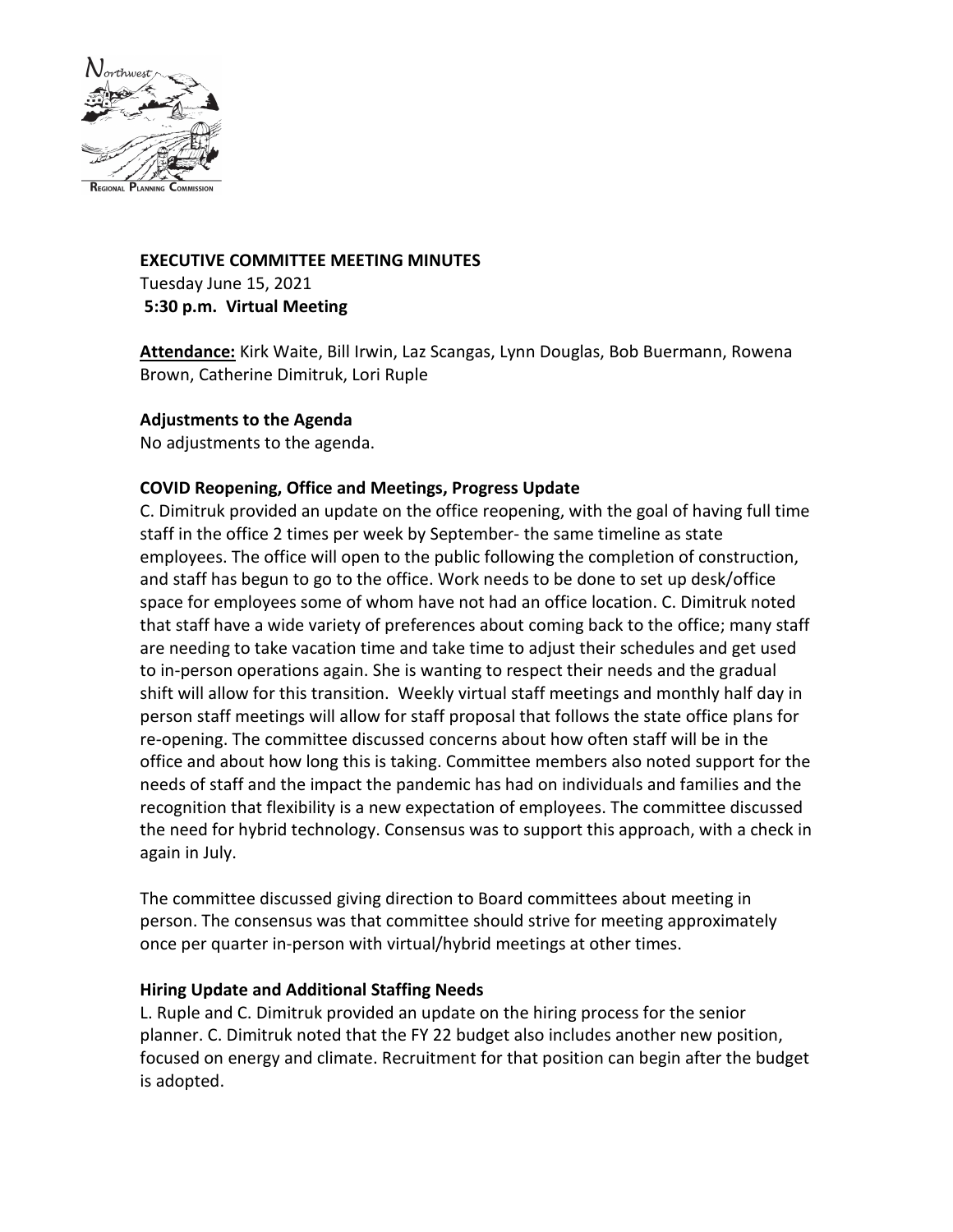# EXECUTIVE COMMITTEE MEETING MINUTES

Tuesday June 15, 2021
**5:30 p.m. Virtual Meeting**

**Attendance:** Kirk Waite, Bill Irwin, Laz Scangas, Lynn Douglas, Bob Buermann, Rowena Brown, Catherine Dimitruk, Lori Ruple

## Adjustments to the Agenda

No adjustments to the agenda.

## COVID Reopening, Office and Meetings, Progress Update

C. Dimitruk provided an update on the office reopening, with the goal of having full time staff in the office 2 times per week by September- the same timeline as state employees. The office will open to the public following the completion of construction, and staff has begun to go to the office. Work needs to be done to set up desk/office space for employees some of whom have not had an office location. C. Dimitruk noted that staff have a wide variety of preferences about coming back to the office; many staff are needing to take vacation time and take time to adjust their schedules and get used to in-person operations again. She is wanting to respect their needs and the gradual shift will allow for this transition. Weekly virtual staff meetings and monthly half day in person staff meetings will allow for staff proposal that follows the state office plans for re-opening. The committee discussed concerns about how often staff will be in the office and about how long this is taking. Committee members also noted support for the needs of staff and the impact the pandemic has had on individuals and families and the recognition that flexibility is a new expectation of employees. The committee discussed the need for hybrid technology. Consensus was to support this approach, with a check in again in July.

The committee discussed giving direction to Board committees about meeting in person. The consensus was that committee should strive for meeting approximately once per quarter in-person with virtual/hybrid meetings at other times.

## Hiring Update and Additional Staffing Needs

L. Ruple and C. Dimitruk provided an update on the hiring process for the senior planner. C. Dimitruk noted that the FY 22 budget also includes another new position, focused on energy and climate. Recruitment for that position can begin after the budget is adopted.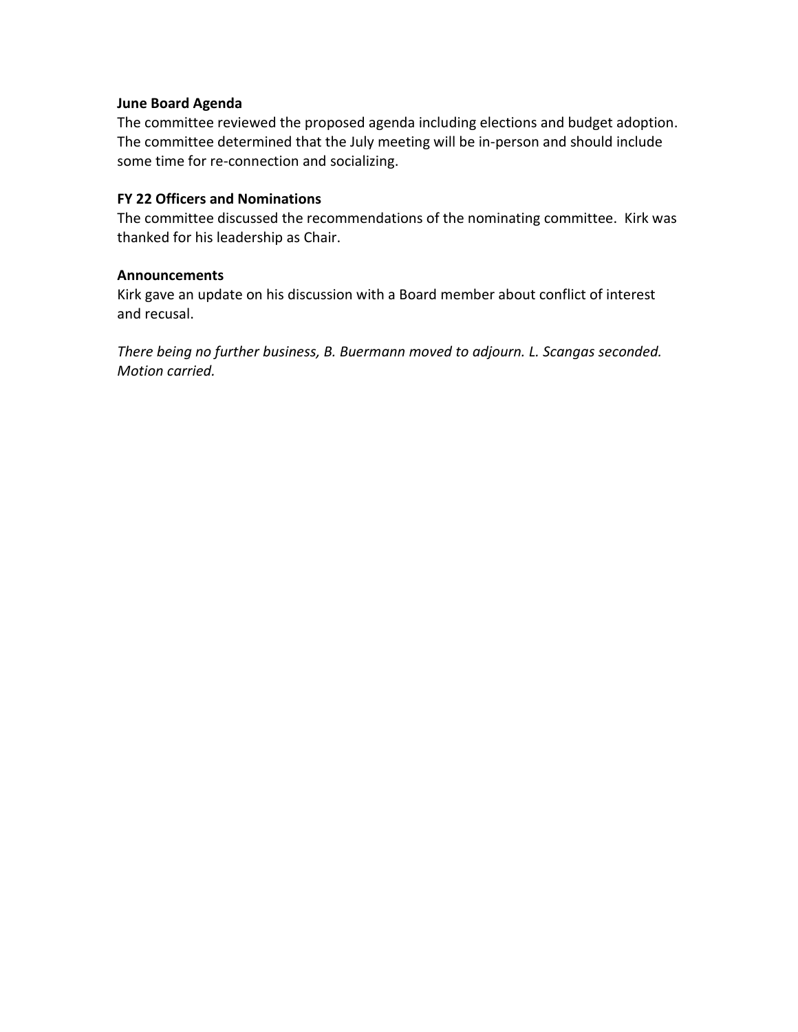**June Board Agenda**

The committee reviewed the proposed agenda including elections and budget adoption. The committee determined that the July meeting will be in-person and should include some time for re-connection and socializing.

**FY 22 Officers and Nominations**

The committee discussed the recommendations of the nominating committee. Kirk was thanked for his leadership as Chair.

**Announcements**

Kirk gave an update on his discussion with a Board member about conflict of interest and recusal.

*There being no further business, B. Buermann moved to adjourn. L. Scangas seconded. Motion carried.*